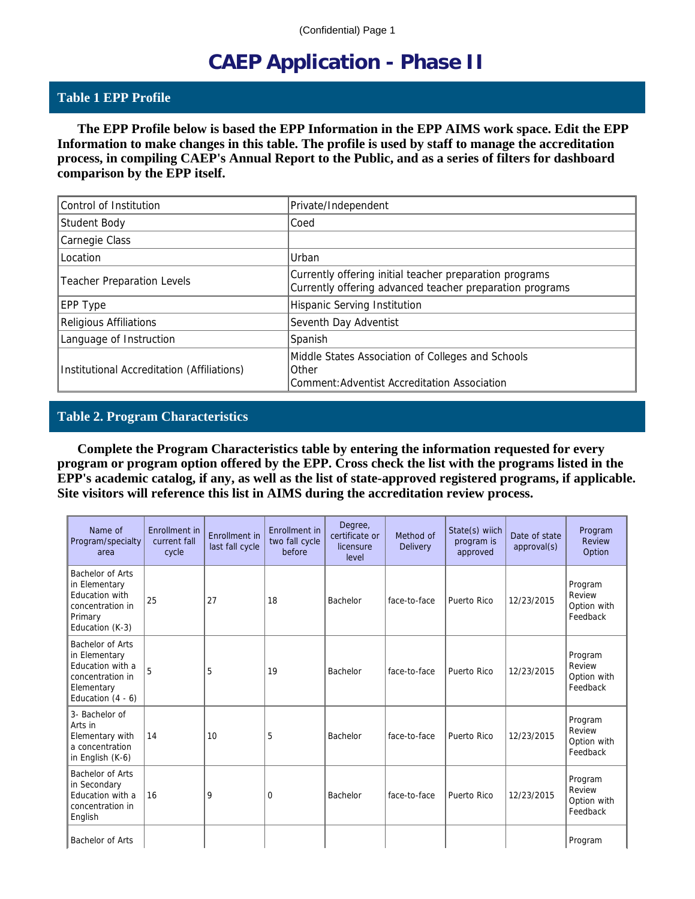# CAEP Application - Phase II

## Table 1 EPP Profile

**The EPP Profile below is based the EPP Information in the EPP AIMS work space. Edit the EPP Information to make changes in this table. The profile is used by staff to manage the accreditation process, in compiling CAEP's Annual Report to the Public, and as a series of filters for dashboard comparison by the EPP itself.**

| | |
|---|---|
| Control of Institution | Private/Independent |
| Student Body | Coed |
| Carnegie Class | |
| Location | Urban |
| Teacher Preparation Levels | Currently offering initial teacher preparation programs<br>Currently offering advanced teacher preparation programs |
| EPP Type | Hispanic Serving Institution |
| Religious Affiliations | Seventh Day Adventist |
| Language of Instruction | Spanish |
| Institutional Accreditation (Affiliations) | Middle States Association of Colleges and Schools<br>Other<br>Comment:Adventist Accreditation Association |

## Table 2. Program Characteristics

**Complete the Program Characteristics table by entering the information requested for every program or program option offered by the EPP. Cross check the list with the programs listed in the EPP's academic catalog, if any, as well as the list of state-approved registered programs, if applicable. Site visitors will reference this list in AIMS during the accreditation review process.**

| Name of Program/specialty area | Enrollment in current fall cycle | Enrollment in last fall cycle | Enrollment in two fall cycle before | Degree, certificate or licensure level | Method of Delivery | State(s) wiich program is approved | Date of state approval(s) | Program Review Option |
|---|---|---|---|---|---|---|---|---|
| Bachelor of Arts in Elementary Education with concentration in Primary Education (K-3) | 25 | 27 | 18 | Bachelor | face-to-face | Puerto Rico | 12/23/2015 | Program Review Option with Feedback |
| Bachelor of Arts in Elementary Education with a concentration in Elementary Education (4 - 6) | 5 | 5 | 19 | Bachelor | face-to-face | Puerto Rico | 12/23/2015 | Program Review Option with Feedback |
| 3- Bachelor of Arts in Elementary with a concentration in English (K-6) | 14 | 10 | 5 | Bachelor | face-to-face | Puerto Rico | 12/23/2015 | Program Review Option with Feedback |
| Bachelor of Arts in Secondary Education with a concentration in English | 16 | 9 | 0 | Bachelor | face-to-face | Puerto Rico | 12/23/2015 | Program Review Option with Feedback |
| Bachelor of Arts | | | | | | | | Program |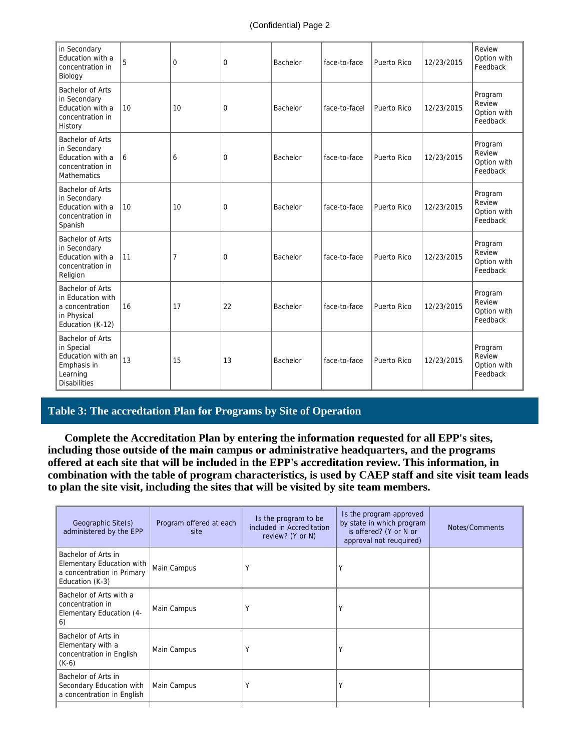| | | | | | | | | |
|---|---|---|---|---|---|---|---|---|
| in Secondary Education with a concentration in Biology | 5 | 0 | 0 | Bachelor | face-to-face | Puerto Rico | 12/23/2015 | Review Option with Feedback |
| Bachelor of Arts in Secondary Education with a concentration in History | 10 | 10 | 0 | Bachelor | face-to-facel | Puerto Rico | 12/23/2015 | Program Review Option with Feedback |
| Bachelor of Arts in Secondary Education with a concentration in Mathematics | 6 | 6 | 0 | Bachelor | face-to-face | Puerto Rico | 12/23/2015 | Program Review Option with Feedback |
| Bachelor of Arts in Secondary Education with a concentration in Spanish | 10 | 10 | 0 | Bachelor | face-to-face | Puerto Rico | 12/23/2015 | Program Review Option with Feedback |
| Bachelor of Arts in Secondary Education with a concentration in Religion | 11 | 7 | 0 | Bachelor | face-to-face | Puerto Rico | 12/23/2015 | Program Review Option with Feedback |
| Bachelor of Arts in Education with a concentration in Physical Education (K-12) | 16 | 17 | 22 | Bachelor | face-to-face | Puerto Rico | 12/23/2015 | Program Review Option with Feedback |
| Bachelor of Arts in Special Education with an Emphasis in Learning Disabilities | 13 | 15 | 13 | Bachelor | face-to-face | Puerto Rico | 12/23/2015 | Program Review Option with Feedback |

## Table 3: The accredtation Plan for Programs by Site of Operation

**Complete the Accreditation Plan by entering the information requested for all EPP's sites, including those outside of the main campus or administrative headquarters, and the programs offered at each site that will be included in the EPP's accreditation review. This information, in combination with the table of program characteristics, is used by CAEP staff and site visit team leads to plan the site visit, including the sites that will be visited by site team members.**

| Geographic Site(s) administered by the EPP | Program offered at each site | Is the program to be included in Accreditation review? (Y or N) | Is the program approved by state in which program is offered? (Y or N or approval not reuquired) | Notes/Comments |
|---|---|---|---|---|
| Bachelor of Arts in Elementary Education with a concentration in Primary Education (K-3) | Main Campus | Y | Y | |
| Bachelor of Arts with a concentration in Elementary Education (4-6) | Main Campus | Y | Y | |
| Bachelor of Arts in Elementary with a concentration in English (K-6) | Main Campus | Y | Y | |
| Bachelor of Arts in Secondary Education with a concentration in English | Main Campus | Y | Y | |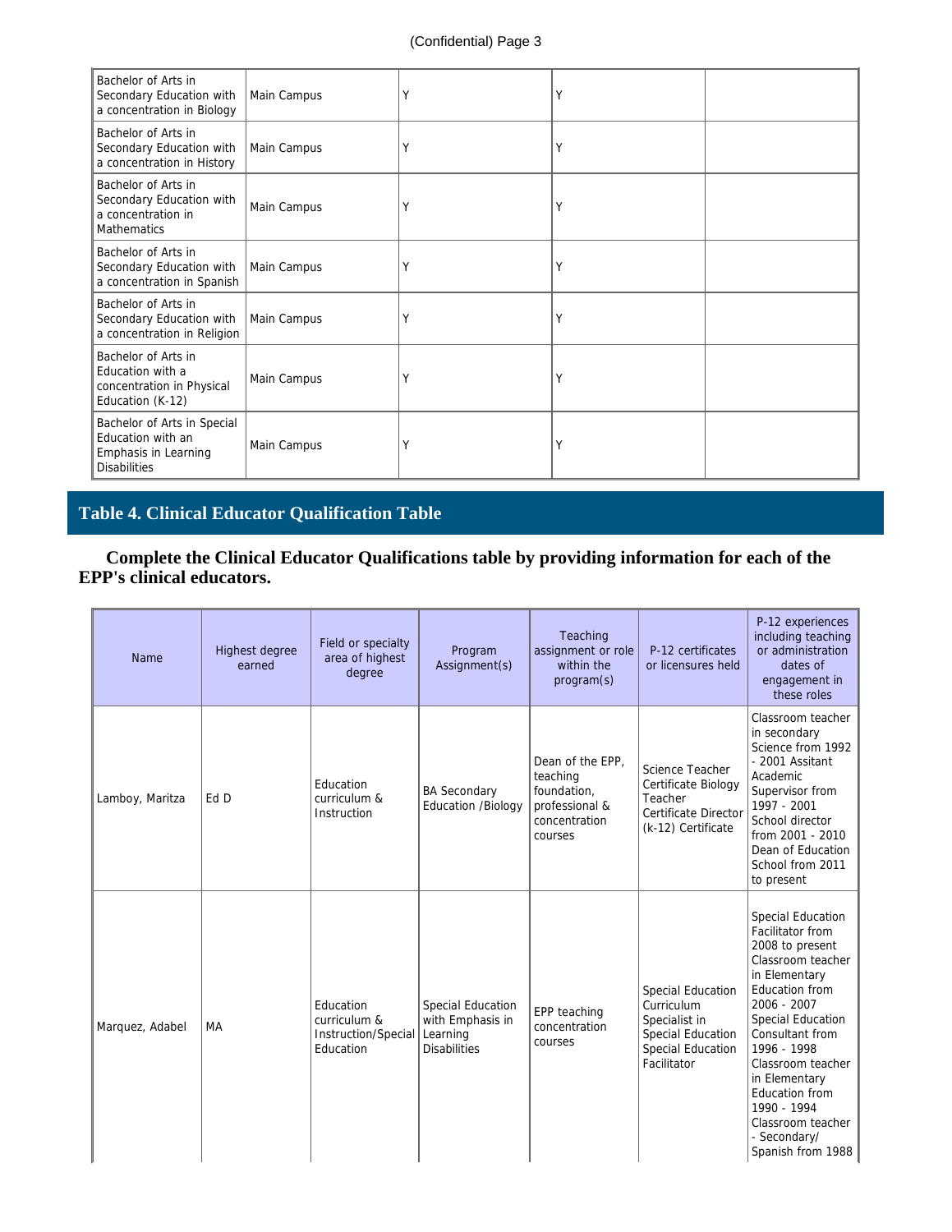| | | | | |
|---|---|---|---|---|
| Bachelor of Arts in Secondary Education with a concentration in Biology | Main Campus | Y | Y | |
| Bachelor of Arts in Secondary Education with a concentration in History | Main Campus | Y | Y | |
| Bachelor of Arts in Secondary Education with a concentration in Mathematics | Main Campus | Y | Y | |
| Bachelor of Arts in Secondary Education with a concentration in Spanish | Main Campus | Y | Y | |
| Bachelor of Arts in Secondary Education with a concentration in Religion | Main Campus | Y | Y | |
| Bachelor of Arts in Education with a concentration in Physical Education (K-12) | Main Campus | Y | Y | |
| Bachelor of Arts in Special Education with an Emphasis in Learning Disabilities | Main Campus | Y | Y | |

## Table 4. Clinical Educator Qualification Table

**Complete the Clinical Educator Qualifications table by providing information for each of the EPP's clinical educators.**

| Name | Highest degree earned | Field or specialty area of highest degree | Program Assignment(s) | Teaching assignment or role within the program(s) | P-12 certificates or licensures held | P-12 experiences including teaching or administration dates of engagement in these roles |
|---|---|---|---|---|---|---|
| Lamboy, Maritza | Ed D | Education curriculum & Instruction | BA Secondary Education /Biology | Dean of the EPP, teaching foundation, professional & concentration courses | Science Teacher Certificate Biology Teacher Certificate Director (k-12) Certificate | Classroom teacher in secondary Science from 1992 - 2001 Assitant Academic Supervisor from 1997 - 2001 School director from 2001 - 2010 Dean of Education School from 2011 to present |
| Marquez, Adabel | MA | Education curriculum & Instruction/Special Education | Special Education with Emphasis in Learning Disabilities | EPP teaching concentration courses | Special Education Curriculum Specialist in Special Education Special Education Facilitator | Special Education Facilitator from 2008 to present Classroom teacher in Elementary Education from 2006 - 2007 Special Education Consultant from 1996 - 1998 Classroom teacher in Elementary Education from 1990 - 1994 Classroom teacher - Secondary/ Spanish from 1988 |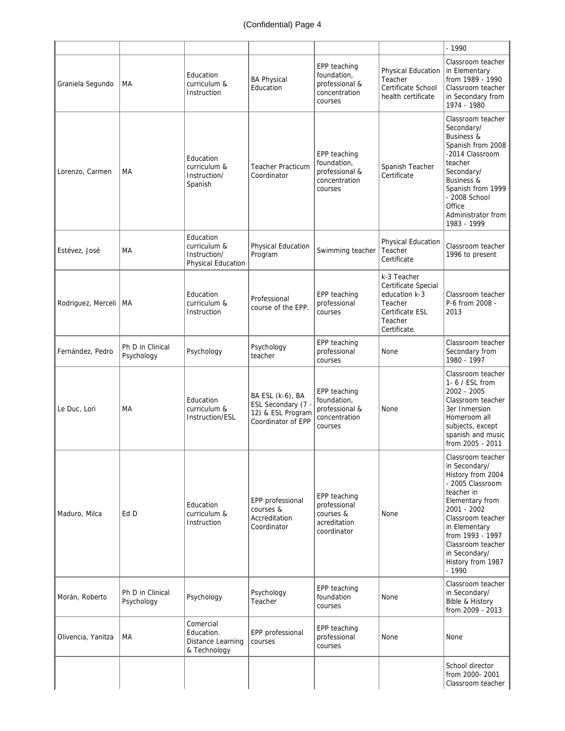|  |  |  |  |  |  | - 1990 |
|---|---|---|---|---|---|---|
| Graniela Segundo | MA | Education curriculum & Instruction | BA Physical Education | EPP teaching foundation, professional & concentration courses | Physical Education Teacher Certificate School health certificate | Classroom teacher in Elementary from 1989 - 1990 Classroom teacher in Secondary from 1974 - 1980 |
| Lorenzo, Carmen | MA | Education curriculum & Instruction/ Spanish | Teacher Practicum Coordinator | EPP teaching foundation, professional & concentration courses | Spanish Teacher Certificate | Classroom teacher Secondary/ Business & Spanish from 2008 -2014 Classroom teacher Secondary/ Business & Spanish from 1999 - 2008 School Office Administrator from 1983 - 1999 |
| Estévez, José | MA | Education curriculum & Instruction/ Physical Education | Physical Education Program | Swimming teacher | Physical Education Teacher Certificate | Classroom teacher 1996 to present |
| Rodriguez, Merceli | MA | Education curriculum & Instruction | Professional course of the EPP. | EPP teaching professional courses | k-3 Teacher Certificate Special education k-3 Teacher Certificate ESL Teacher Certificate. | Classroom teacher P-6 from 2008 - 2013 |
| Fernández, Pedro | Ph D in Clinical Psychology | Psychology | Psychology teacher | EPP teaching professional courses | None | Classroom teacher Secondary from 1980 - 1997 |
| Le Duc, Lori | MA | Education curriculum & Instruction/ESL | BA ESL (k-6), BA ESL Secondary (7 - 12) & ESL Program Coordinator of EPP | EPP teaching foundation, professional & concentration courses | None | Classroom teacher 1- 6 / ESL from 2002 - 2005 Classroom teacher 3er Inmersion Homeroom all subjects, except spanish and music from 2005 - 2011 |
| Maduro, Milca | Ed D | Education curriculum & Instruction | EPP professional courses & Accreditation Coordinator | EPP teaching professional courses & acreditation coordinator | None | Classroom teacher in Secondary/ History from 2004 - 2005 Classroom teacher in Elementary from 2001 - 2002 Classroom teacher in Elementary from 1993 - 1997 Classroom teacher in Secondary/ History from 1987 - 1990 |
| Morán, Roberto | Ph D in Clinical Psychology | Psychology | Psychology Teacher | EPP teaching foundation courses | None | Classroom teacher in Secondary/ Bible & History from 2009 - 2013 |
| Olivencia, Yanitza | MA | Comercial Education. Distance Learning & Technology | EPP professional courses | EPP teaching professional courses | None | None |
|  |  |  |  |  |  | School director from 2000- 2001 Classroom teacher |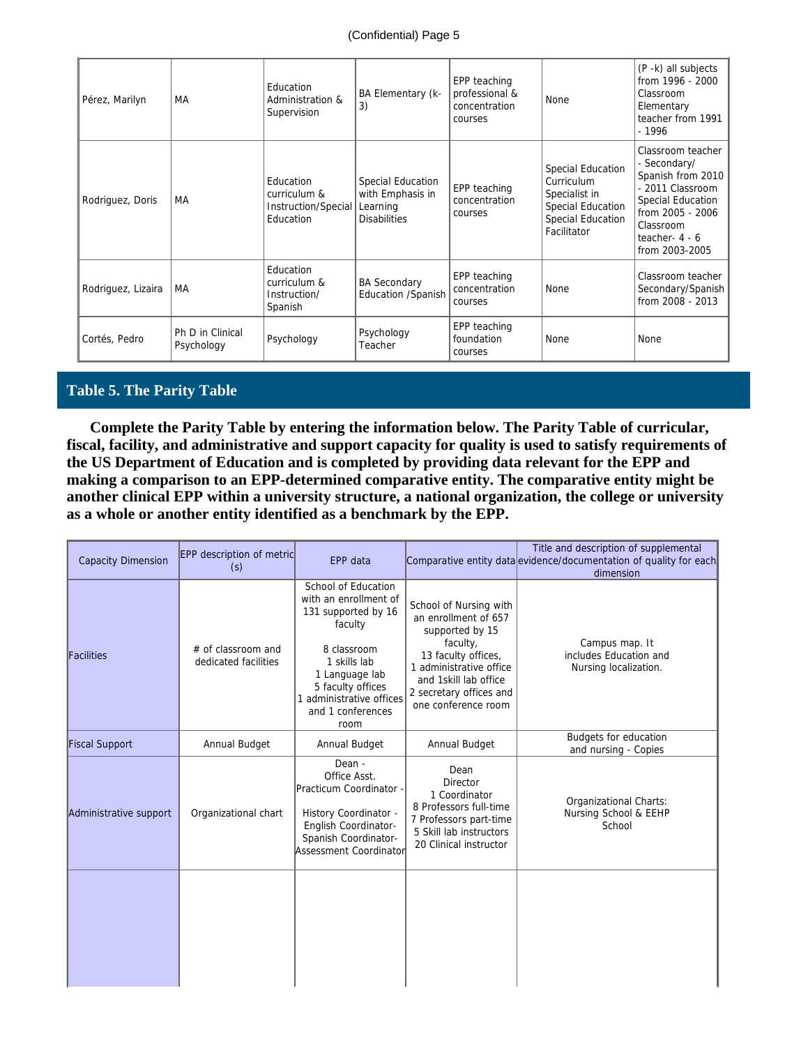| Pérez, Marilyn | MA | Education Administration & Supervision | BA Elementary (k-3) | EPP teaching professional & concentration courses | None | (P -k) all subjects from 1996 - 2000 Classroom Elementary teacher from 1991 - 1996 |
|---|---|---|---|---|---|---|
| Rodriguez, Doris | MA | Education curriculum & Instruction/Special Education | Special Education with Emphasis in Learning Disabilities | EPP teaching concentration courses | Special Education Curriculum Specialist in Special Education Special Education Facilitator | Classroom teacher - Secondary/ Spanish from 2010 - 2011 Classroom Special Education from 2005 - 2006 Classroom teacher- 4 - 6 from 2003-2005 |
| Rodriguez, Lizaira | MA | Education curriculum & Instruction/ Spanish | BA Secondary Education /Spanish | EPP teaching concentration courses | None | Classroom teacher Secondary/Spanish from 2008 - 2013 |
| Cortés, Pedro | Ph D in Clinical Psychology | Psychology | Psychology Teacher | EPP teaching foundation courses | None | None |

## Table 5. The Parity Table

**Complete the Parity Table by entering the information below. The Parity Table of curricular, fiscal, facility, and administrative and support capacity for quality is used to satisfy requirements of the US Department of Education and is completed by providing data relevant for the EPP and making a comparison to an EPP-determined comparative entity. The comparative entity might be another clinical EPP within a university structure, a national organization, the college or university as a whole or another entity identified as a benchmark by the EPP.**

| Capacity Dimension | EPP description of metric (s) | EPP data | Comparative entity data | Title and description of supplemental evidence/documentation of quality for each dimension |
|---|---|---|---|---|
| Facilities | # of classroom and dedicated facilities | School of Education with an enrollment of 131 supported by 16 faculty<br><br>8 classroom<br>1 skills lab<br>1 Language lab<br>5 faculty offices<br>1 administrative offices and 1 conferences room | School of Nursing with an enrollment of 657 supported by 15 faculty,<br>13 faculty offices,<br>1 administrative office and 1skill lab office<br>2 secretary offices and one conference room | Campus map. It includes Education and Nursing localization. |
| Fiscal Support | Annual Budget | Annual Budget | Annual Budget | Budgets for education and nursing - Copies |
| Administrative support | Organizational chart | Dean -<br>Office Asst.<br>Practicum Coordinator -<br><br>History Coordinator -<br>English Coordinator-<br>Spanish Coordinator-<br>Assessment Coordinator | Dean<br>Director<br>1 Coordinator<br>8 Professors full-time<br>7 Professors part-time<br>5 Skill lab instructors<br>20 Clinical instructor | Organizational Charts: Nursing School & EEHP School |
| | | | | |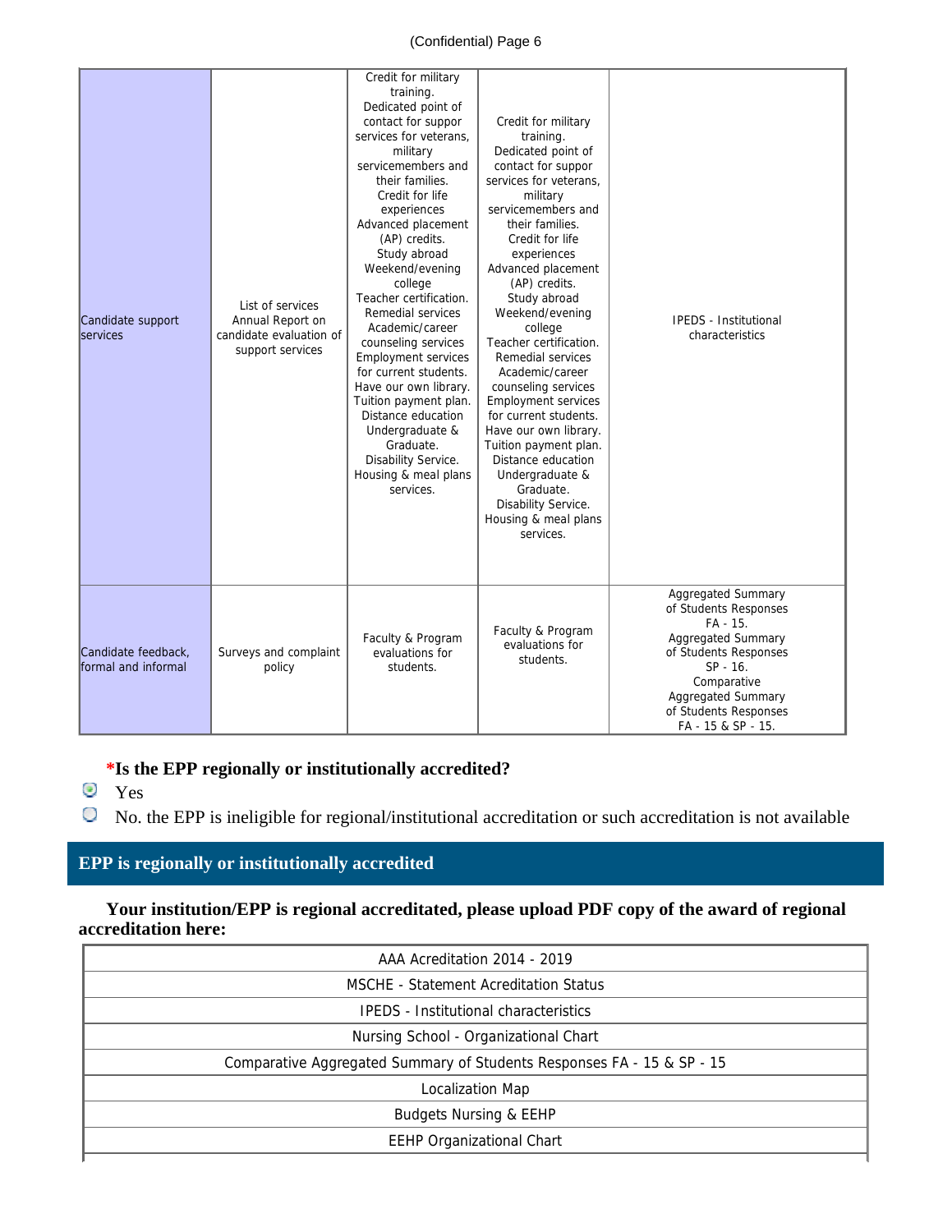| | | | | |
|---|---|---|---|---|
| Candidate support services | List of services Annual Report on candidate evaluation of support services | Credit for military training. Dedicated point of contact for suppor services for veterans, military servicemembers and their families. Credit for life experiences Advanced placement (AP) credits. Study abroad Weekend/evening college Teacher certification. Remedial services Academic/career counseling services Employment services for current students. Have our own library. Tuition payment plan. Distance education Undergraduate & Graduate. Disability Service. Housing & meal plans services. | Credit for military training. Dedicated point of contact for suppor services for veterans, military servicemembers and their families. Credit for life experiences Advanced placement (AP) credits. Study abroad Weekend/evening college Teacher certification. Remedial services Academic/career counseling services Employment services for current students. Have our own library. Tuition payment plan. Distance education Undergraduate & Graduate. Disability Service. Housing & meal plans services. | IPEDS - Institutional characteristics |
| Candidate feedback, formal and informal | Surveys and complaint policy | Faculty & Program evaluations for students. | Faculty & Program evaluations for students. | Aggregated Summary of Students Responses FA - 15. Aggregated Summary of Students Responses SP - 16. Comparative Aggregated Summary of Students Responses FA - 15 & SP - 15. |

**\*Is the EPP regionally or institutionally accredited?**

- ◉ Yes
- ○ No. the EPP is ineligible for regional/institutional accreditation or such accreditation is not available

## EPP is regionally or institutionally accredited

**Your institution/EPP is regional accreditated, please upload PDF copy of the award of regional accreditation here:**

| |
|---|
| AAA Acreditation 2014 - 2019 |
| MSCHE - Statement Acreditation Status |
| IPEDS - Institutional characteristics |
| Nursing School - Organizational Chart |
| Comparative Aggregated Summary of Students Responses FA - 15 & SP - 15 |
| Localization Map |
| Budgets Nursing & EEHP |
| EEHP Organizational Chart |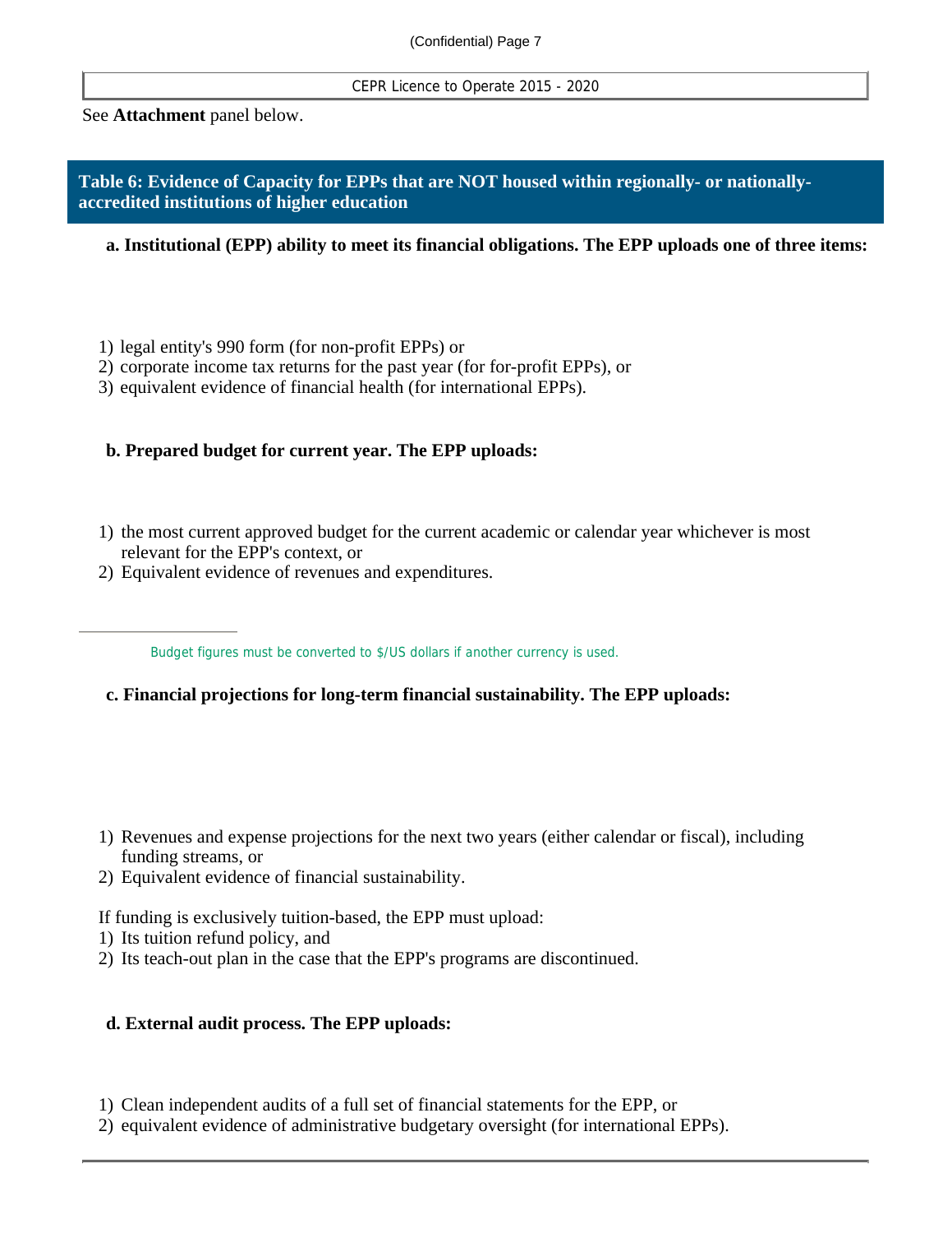See **Attachment** panel below.

## Table 6: Evidence of Capacity for EPPs that are NOT housed within regionally- or nationally-accredited institutions of higher education

**a. Institutional (EPP) ability to meet its financial obligations. The EPP uploads one of three items:**

1) legal entity's 990 form (for non-profit EPPs) or
2) corporate income tax returns for the past year (for for-profit EPPs), or
3) equivalent evidence of financial health (for international EPPs).

**b. Prepared budget for current year. The EPP uploads:**

1) the most current approved budget for the current academic or calendar year whichever is most relevant for the EPP's context, or
2) Equivalent evidence of revenues and expenditures.

---

Budget figures must be converted to $/US dollars if another currency is used.

**c. Financial projections for long-term financial sustainability. The EPP uploads:**

1) Revenues and expense projections for the next two years (either calendar or fiscal), including funding streams, or
2) Equivalent evidence of financial sustainability.

If funding is exclusively tuition-based, the EPP must upload:

1) Its tuition refund policy, and
2) Its teach-out plan in the case that the EPP's programs are discontinued.

**d. External audit process. The EPP uploads:**

1) Clean independent audits of a full set of financial statements for the EPP, or
2) equivalent evidence of administrative budgetary oversight (for international EPPs).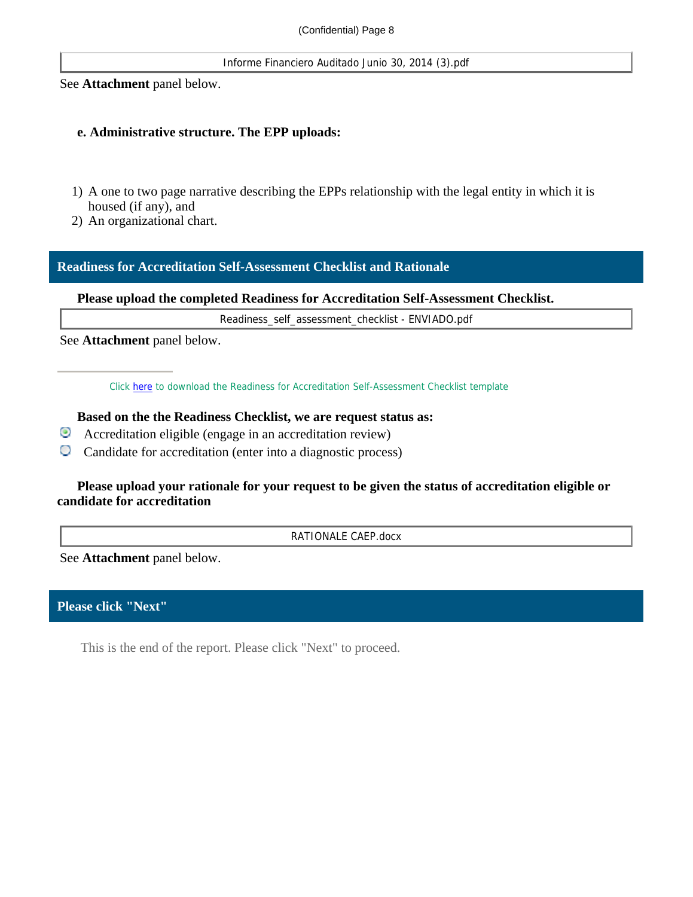Informe Financiero Auditado Junio 30, 2014 (3).pdf

See **Attachment** panel below.

**e. Administrative structure. The EPP uploads:**

1) A one to two page narrative describing the EPPs relationship with the legal entity in which it is housed (if any), and
2) An organizational chart.

## Readiness for Accreditation Self-Assessment Checklist and Rationale

**Please upload the completed Readiness for Accreditation Self-Assessment Checklist.**

Readiness_self_assessment_checklist - ENVIADO.pdf

See **Attachment** panel below.

Click here to download the Readiness for Accreditation Self-Assessment Checklist template

**Based on the the Readiness Checklist, we are request status as:**

- (selected) Accreditation eligible (engage in an accreditation review)
- Candidate for accreditation (enter into a diagnostic process)

**Please upload your rationale for your request to be given the status of accreditation eligible or candidate for accreditation**

RATIONALE CAEP.docx

See **Attachment** panel below.

## Please click "Next"

This is the end of the report. Please click "Next" to proceed.